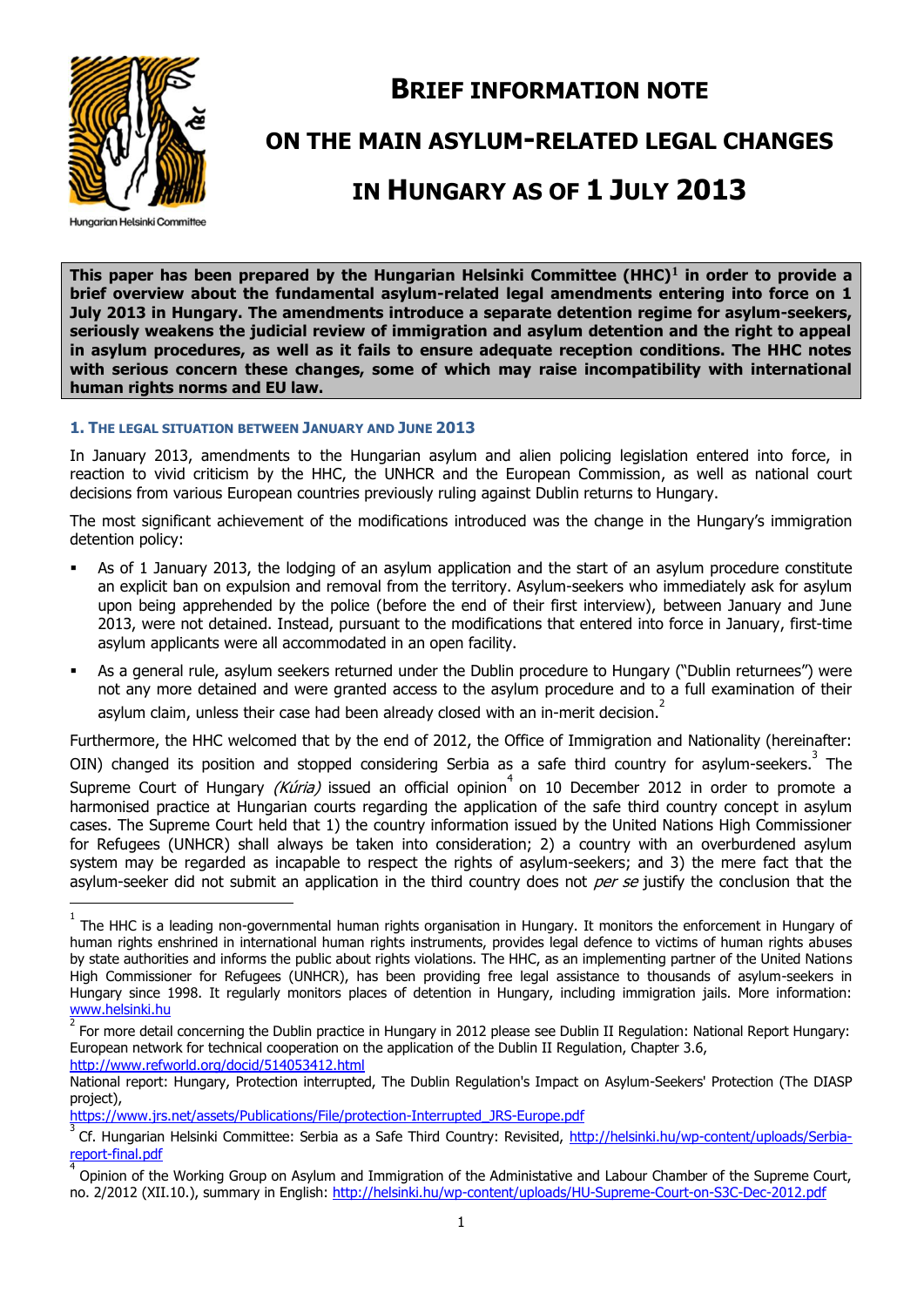# BRIEF INFORMATION NOTE

# ON THE MAIN ASYLUM-RELATED LEGAL CHANGES

# IN HUNGARY AS OF 1 JULY 2013

Hungarian Helsinki Committee

**This paper has been prepared by the Hungarian Helsinki Committee (HHC)[1] in order to provide a brief overview about the fundamental asylum-related legal amendments entering into force on 1 July 2013 in Hungary. The amendments introduce a separate detention regime for asylum-seekers, seriously weakens the judicial review of immigration and asylum detention and the right to appeal in asylum procedures, as well as it fails to ensure adequate reception conditions. The HHC notes with serious concern these changes, some of which may raise incompatibility with international human rights norms and EU law.**

## 1. THE LEGAL SITUATION BETWEEN JANUARY AND JUNE 2013

In January 2013, amendments to the Hungarian asylum and alien policing legislation entered into force, in reaction to vivid criticism by the HHC, the UNHCR and the European Commission, as well as national court decisions from various European countries previously ruling against Dublin returns to Hungary.

The most significant achievement of the modifications introduced was the change in the Hungary's immigration detention policy:

- As of 1 January 2013, the lodging of an asylum application and the start of an asylum procedure constitute an explicit ban on expulsion and removal from the territory. Asylum-seekers who immediately ask for asylum upon being apprehended by the police (before the end of their first interview), between January and June 2013, were not detained. Instead, pursuant to the modifications that entered into force in January, first-time asylum applicants were all accommodated in an open facility.
- As a general rule, asylum seekers returned under the Dublin procedure to Hungary ("Dublin returnees") were not any more detained and were granted access to the asylum procedure and to a full examination of their asylum claim, unless their case had been already closed with an in-merit decision.[2]

Furthermore, the HHC welcomed that by the end of 2012, the Office of Immigration and Nationality (hereinafter: OIN) changed its position and stopped considering Serbia as a safe third country for asylum-seekers.[3] The Supreme Court of Hungary *(Kúria)* issued an official opinion[4] on 10 December 2012 in order to promote a harmonised practice at Hungarian courts regarding the application of the safe third country concept in asylum cases. The Supreme Court held that 1) the country information issued by the United Nations High Commissioner for Refugees (UNHCR) shall always be taken into consideration; 2) a country with an overburdened asylum system may be regarded as incapable to respect the rights of asylum-seekers; and 3) the mere fact that the asylum-seeker did not submit an application in the third country does not *per se* justify the conclusion that the

---

[1] The HHC is a leading non-governmental human rights organisation in Hungary. It monitors the enforcement in Hungary of human rights enshrined in international human rights instruments, provides legal defence to victims of human rights abuses by state authorities and informs the public about rights violations. The HHC, as an implementing partner of the United Nations High Commissioner for Refugees (UNHCR), has been providing free legal assistance to thousands of asylum-seekers in Hungary since 1998. It regularly monitors places of detention in Hungary, including immigration jails. More information: www.helsinki.hu

[2] For more detail concerning the Dublin practice in Hungary in 2012 please see Dublin II Regulation: National Report Hungary: European network for technical cooperation on the application of the Dublin II Regulation, Chapter 3.6, http://www.refworld.org/docid/514053412.html
National report: Hungary, Protection interrupted, The Dublin Regulation's Impact on Asylum-Seekers' Protection (The DIASP project),
https://www.jrs.net/assets/Publications/File/protection-Interrupted_JRS-Europe.pdf

[3] Cf. Hungarian Helsinki Committee: Serbia as a Safe Third Country: Revisited, http://helsinki.hu/wp-content/uploads/Serbia-report-final.pdf

[4] Opinion of the Working Group on Asylum and Immigration of the Administative and Labour Chamber of the Supreme Court, no. 2/2012 (XII.10.), summary in English: http://helsinki.hu/wp-content/uploads/HU-Supreme-Court-on-S3C-Dec-2012.pdf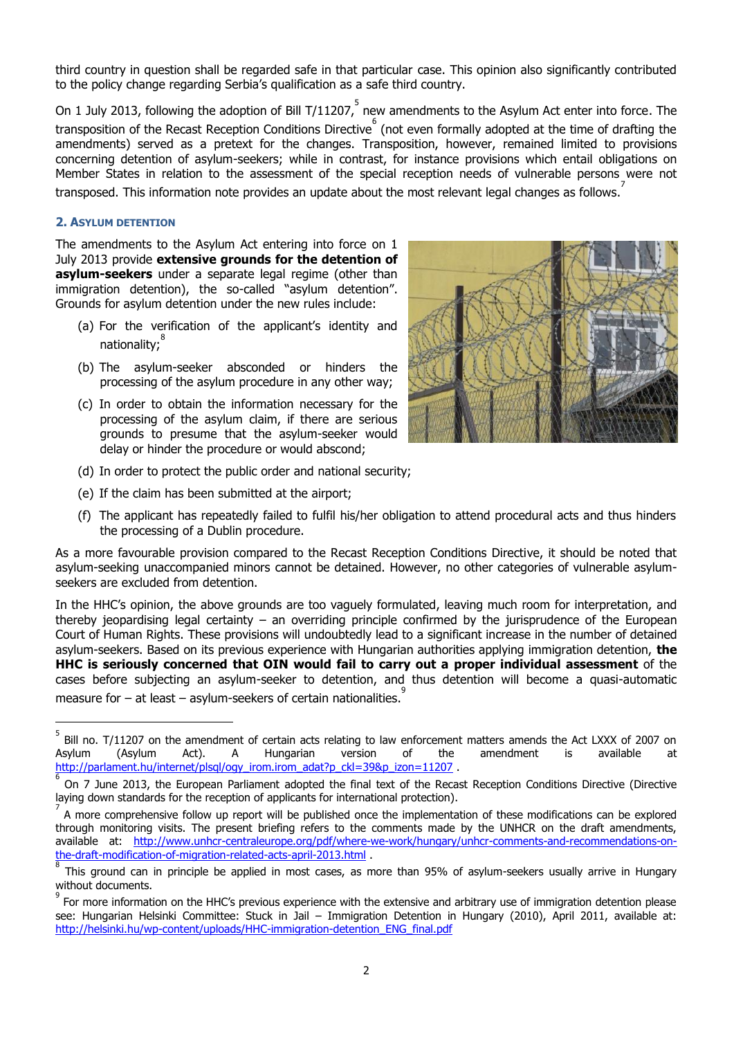third country in question shall be regarded safe in that particular case. This opinion also significantly contributed to the policy change regarding Serbia's qualification as a safe third country.

On 1 July 2013, following the adoption of Bill T/11207,[5] new amendments to the Asylum Act enter into force. The transposition of the Recast Reception Conditions Directive[6] (not even formally adopted at the time of drafting the amendments) served as a pretext for the changes. Transposition, however, remained limited to provisions concerning detention of asylum-seekers; while in contrast, for instance provisions which entail obligations on Member States in relation to the assessment of the special reception needs of vulnerable persons were not transposed. This information note provides an update about the most relevant legal changes as follows.[7]

## 2. Asylum detention

The amendments to the Asylum Act entering into force on 1 July 2013 provide **extensive grounds for the detention of asylum-seekers** under a separate legal regime (other than immigration detention), the so-called "asylum detention". Grounds for asylum detention under the new rules include:

(a) For the verification of the applicant's identity and nationality;[8]

(b) The asylum-seeker absconded or hinders the processing of the asylum procedure in any other way;

(c) In order to obtain the information necessary for the processing of the asylum claim, if there are serious grounds to presume that the asylum-seeker would delay or hinder the procedure or would abscond;

(d) In order to protect the public order and national security;

(e) If the claim has been submitted at the airport;

(f) The applicant has repeatedly failed to fulfil his/her obligation to attend procedural acts and thus hinders the processing of a Dublin procedure.

As a more favourable provision compared to the Recast Reception Conditions Directive, it should be noted that asylum-seeking unaccompanied minors cannot be detained. However, no other categories of vulnerable asylum-seekers are excluded from detention.

In the HHC's opinion, the above grounds are too vaguely formulated, leaving much room for interpretation, and thereby jeopardising legal certainty – an overriding principle confirmed by the jurisprudence of the European Court of Human Rights. These provisions will undoubtedly lead to a significant increase in the number of detained asylum-seekers. Based on its previous experience with Hungarian authorities applying immigration detention, **the HHC is seriously concerned that OIN would fail to carry out a proper individual assessment** of the cases before subjecting an asylum-seeker to detention, and thus detention will become a quasi-automatic measure for – at least – asylum-seekers of certain nationalities.[9]

---

[5] Bill no. T/11207 on the amendment of certain acts relating to law enforcement matters amends the Act LXXX of 2007 on Asylum (Asylum Act). A Hungarian version of the amendment is available at http://parlament.hu/internet/plsql/ogy_irom.irom_adat?p_ckl=39&p_izon=11207 .

[6] On 7 June 2013, the European Parliament adopted the final text of the Recast Reception Conditions Directive (Directive laying down standards for the reception of applicants for international protection).

[7] A more comprehensive follow up report will be published once the implementation of these modifications can be explored through monitoring visits. The present briefing refers to the comments made by the UNHCR on the draft amendments, available at: http://www.unhcr-centraleurope.org/pdf/where-we-work/hungary/unhcr-comments-and-recommendations-on-the-draft-modification-of-migration-related-acts-april-2013.html .

[8] This ground can in principle be applied in most cases, as more than 95% of asylum-seekers usually arrive in Hungary without documents.

[9] For more information on the HHC's previous experience with the extensive and arbitrary use of immigration detention please see: Hungarian Helsinki Committee: Stuck in Jail – Immigration Detention in Hungary (2010), April 2011, available at: http://helsinki.hu/wp-content/uploads/HHC-immigration-detention_ENG_final.pdf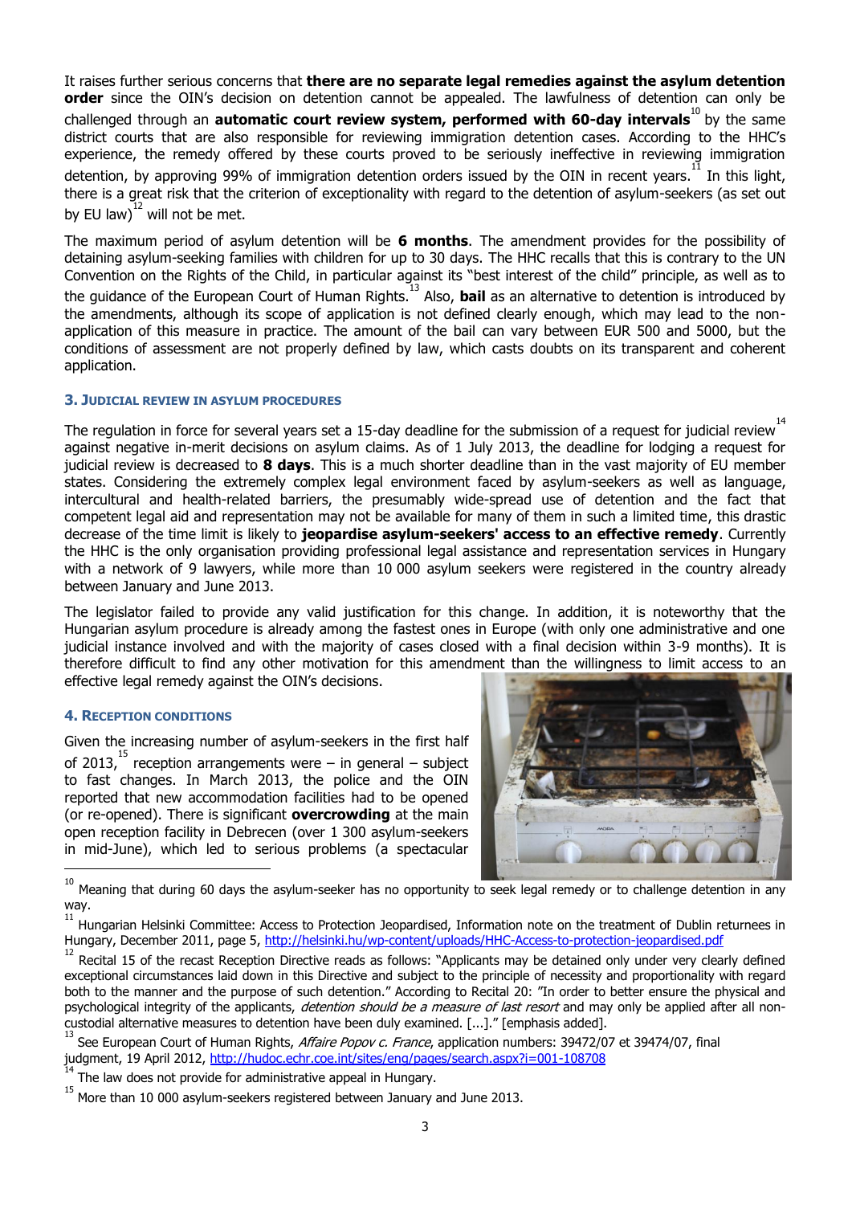It raises further serious concerns that **there are no separate legal remedies against the asylum detention order** since the OIN's decision on detention cannot be appealed. The lawfulness of detention can only be challenged through an **automatic court review system, performed with 60-day intervals**[10] by the same district courts that are also responsible for reviewing immigration detention cases. According to the HHC's experience, the remedy offered by these courts proved to be seriously ineffective in reviewing immigration detention, by approving 99% of immigration detention orders issued by the OIN in recent years.[11] In this light, there is a great risk that the criterion of exceptionality with regard to the detention of asylum-seekers (as set out by EU law)[12] will not be met.

The maximum period of asylum detention will be **6 months**. The amendment provides for the possibility of detaining asylum-seeking families with children for up to 30 days. The HHC recalls that this is contrary to the UN Convention on the Rights of the Child, in particular against its "best interest of the child" principle, as well as to the guidance of the European Court of Human Rights.[13] Also, **bail** as an alternative to detention is introduced by the amendments, although its scope of application is not defined clearly enough, which may lead to the non-application of this measure in practice. The amount of the bail can vary between EUR 500 and 5000, but the conditions of assessment are not properly defined by law, which casts doubts on its transparent and coherent application.

### 3. Judicial review in asylum procedures

The regulation in force for several years set a 15-day deadline for the submission of a request for judicial review[14] against negative in-merit decisions on asylum claims. As of 1 July 2013, the deadline for lodging a request for judicial review is decreased to **8 days**. This is a much shorter deadline than in the vast majority of EU member states. Considering the extremely complex legal environment faced by asylum-seekers as well as language, intercultural and health-related barriers, the presumably wide-spread use of detention and the fact that competent legal aid and representation may not be available for many of them in such a limited time, this drastic decrease of the time limit is likely to **jeopardise asylum-seekers' access to an effective remedy**. Currently the HHC is the only organisation providing professional legal assistance and representation services in Hungary with a network of 9 lawyers, while more than 10 000 asylum seekers were registered in the country already between January and June 2013.

The legislator failed to provide any valid justification for this change. In addition, it is noteworthy that the Hungarian asylum procedure is already among the fastest ones in Europe (with only one administrative and one judicial instance involved and with the majority of cases closed with a final decision within 3-9 months). It is therefore difficult to find any other motivation for this amendment than the willingness to limit access to an effective legal remedy against the OIN's decisions.

### 4. Reception conditions

Given the increasing number of asylum-seekers in the first half of 2013,[15] reception arrangements were – in general – subject to fast changes. In March 2013, the police and the OIN reported that new accommodation facilities had to be opened (or re-opened). There is significant **overcrowding** at the main open reception facility in Debrecen (over 1 300 asylum-seekers in mid-June), which led to serious problems (a spectacular

---

[10] Meaning that during 60 days the asylum-seeker has no opportunity to seek legal remedy or to challenge detention in any way.

[11] Hungarian Helsinki Committee: Access to Protection Jeopardised, Information note on the treatment of Dublin returnees in Hungary, December 2011, page 5, http://helsinki.hu/wp-content/uploads/HHC-Access-to-protection-jeopardised.pdf

[12] Recital 15 of the recast Reception Directive reads as follows: "Applicants may be detained only under very clearly defined exceptional circumstances laid down in this Directive and subject to the principle of necessity and proportionality with regard both to the manner and the purpose of such detention." According to Recital 20: "In order to better ensure the physical and psychological integrity of the applicants, *detention should be a measure of last resort* and may only be applied after all non-custodial alternative measures to detention have been duly examined. [...]." [emphasis added].

[13] See European Court of Human Rights, *Affaire Popov c. France*, application numbers: 39472/07 et 39474/07, final judgment, 19 April 2012, http://hudoc.echr.coe.int/sites/eng/pages/search.aspx?i=001-108708

[14] The law does not provide for administrative appeal in Hungary.

[15] More than 10 000 asylum-seekers registered between January and June 2013.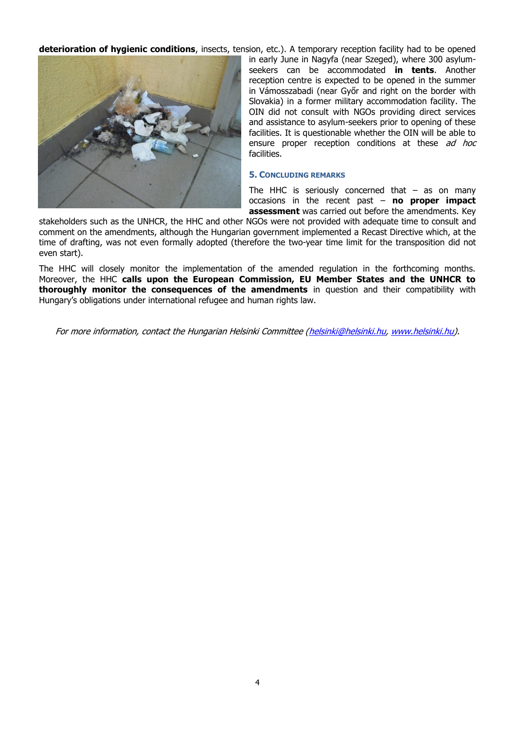**deterioration of hygienic conditions**, insects, tension, etc.). A temporary reception facility had to be opened in early June in Nagyfa (near Szeged), where 300 asylum-seekers can be accommodated **in tents**. Another reception centre is expected to be opened in the summer in Vámosszabadi (near Győr and right on the border with Slovakia) in a former military accommodation facility. The OIN did not consult with NGOs providing direct services and assistance to asylum-seekers prior to opening of these facilities. It is questionable whether the OIN will be able to ensure proper reception conditions at these *ad hoc* facilities.

## 5. Concluding remarks

The HHC is seriously concerned that – as on many occasions in the recent past – **no proper impact assessment** was carried out before the amendments. Key stakeholders such as the UNHCR, the HHC and other NGOs were not provided with adequate time to consult and comment on the amendments, although the Hungarian government implemented a Recast Directive which, at the time of drafting, was not even formally adopted (therefore the two-year time limit for the transposition did not even start).

The HHC will closely monitor the implementation of the amended regulation in the forthcoming months. Moreover, the HHC **calls upon the European Commission, EU Member States and the UNHCR to thoroughly monitor the consequences of the amendments** in question and their compatibility with Hungary's obligations under international refugee and human rights law.

*For more information, contact the Hungarian Helsinki Committee ([helsinki@helsinki.hu](mailto:helsinki@helsinki.hu), [www.helsinki.hu](http://www.helsinki.hu)).*